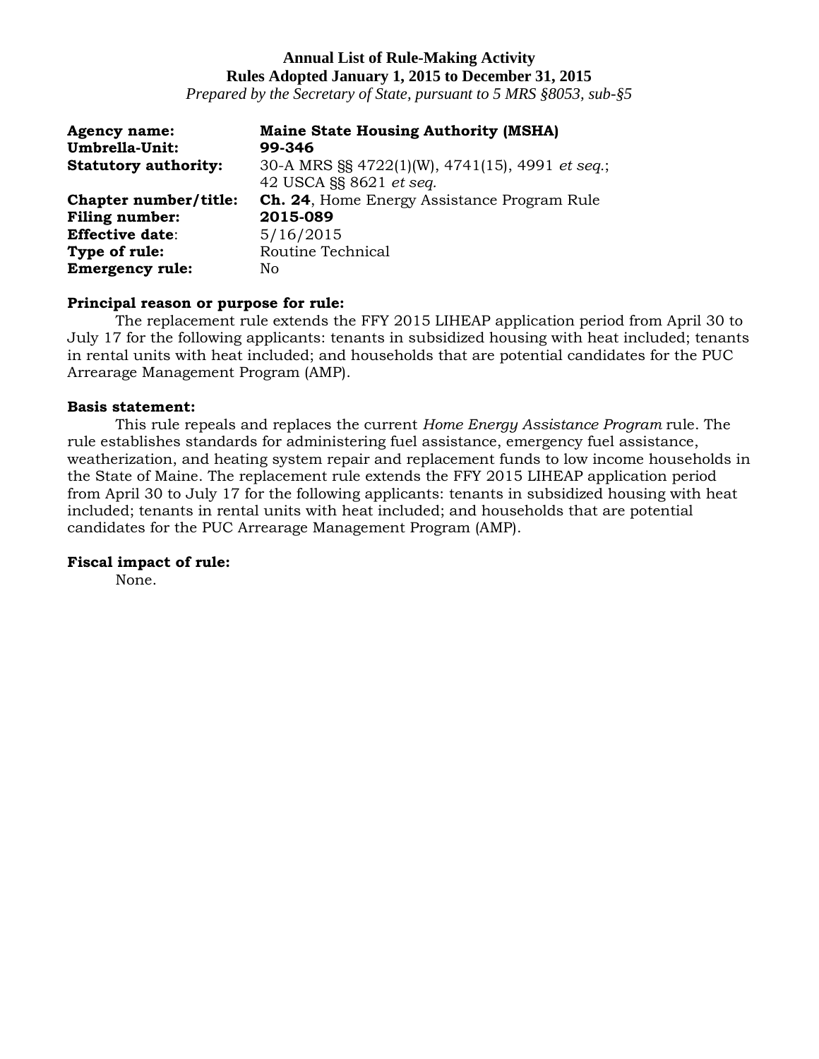**Annual List of Rule-Making Activity**
**Rules Adopted January 1, 2015 to December 31, 2015**
*Prepared by the Secretary of State, pursuant to 5 MRS §8053, sub-§5*

**Agency name:** **Maine State Housing Authority (MSHA)**
**Umbrella-Unit:** **99-346**
**Statutory authority:** 30-A MRS §§ 4722(1)(W), 4741(15), 4991 *et seq.*; 42 USCA §§ 8621 *et seq.*
**Chapter number/title:** **Ch. 24**, Home Energy Assistance Program Rule
**Filing number:** **2015-089**
**Effective date**: 5/16/2015
**Type of rule:** Routine Technical
**Emergency rule:** No

**Principal reason or purpose for rule:**

The replacement rule extends the FFY 2015 LIHEAP application period from April 30 to July 17 for the following applicants: tenants in subsidized housing with heat included; tenants in rental units with heat included; and households that are potential candidates for the PUC Arrearage Management Program (AMP).

**Basis statement:**

This rule repeals and replaces the current *Home Energy Assistance Program* rule. The rule establishes standards for administering fuel assistance, emergency fuel assistance, weatherization, and heating system repair and replacement funds to low income households in the State of Maine. The replacement rule extends the FFY 2015 LIHEAP application period from April 30 to July 17 for the following applicants: tenants in subsidized housing with heat included; tenants in rental units with heat included; and households that are potential candidates for the PUC Arrearage Management Program (AMP).

**Fiscal impact of rule:**

None.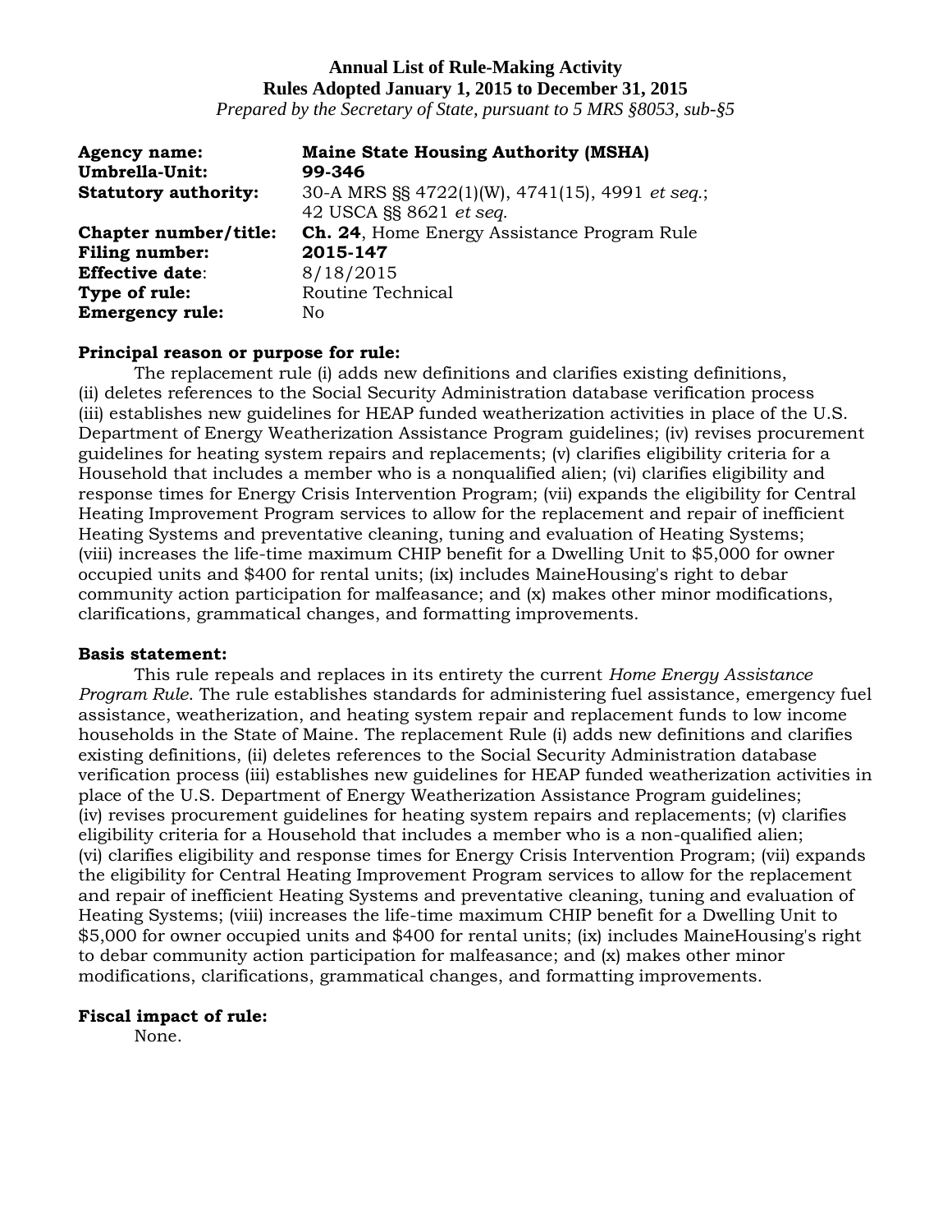**Annual List of Rule-Making Activity**
**Rules Adopted January 1, 2015 to December 31, 2015**
*Prepared by the Secretary of State, pursuant to 5 MRS §8053, sub-§5*

**Agency name:** **Maine State Housing Authority (MSHA)**
**Umbrella-Unit:** **99-346**
**Statutory authority:** 30-A MRS §§ 4722(1)(W), 4741(15), 4991 *et seq.*; 42 USCA §§ 8621 *et seq.*
**Chapter number/title:** **Ch. 24**, Home Energy Assistance Program Rule
**Filing number:** **2015-147**
**Effective date**: 8/18/2015
**Type of rule:** Routine Technical
**Emergency rule:** No

**Principal reason or purpose for rule:**

The replacement rule (i) adds new definitions and clarifies existing definitions, (ii) deletes references to the Social Security Administration database verification process (iii) establishes new guidelines for HEAP funded weatherization activities in place of the U.S. Department of Energy Weatherization Assistance Program guidelines; (iv) revises procurement guidelines for heating system repairs and replacements; (v) clarifies eligibility criteria for a Household that includes a member who is a nonqualified alien; (vi) clarifies eligibility and response times for Energy Crisis Intervention Program; (vii) expands the eligibility for Central Heating Improvement Program services to allow for the replacement and repair of inefficient Heating Systems and preventative cleaning, tuning and evaluation of Heating Systems; (viii) increases the life-time maximum CHIP benefit for a Dwelling Unit to $5,000 for owner occupied units and $400 for rental units; (ix) includes MaineHousing's right to debar community action participation for malfeasance; and (x) makes other minor modifications, clarifications, grammatical changes, and formatting improvements.

**Basis statement:**

This rule repeals and replaces in its entirety the current *Home Energy Assistance Program Rule*. The rule establishes standards for administering fuel assistance, emergency fuel assistance, weatherization, and heating system repair and replacement funds to low income households in the State of Maine. The replacement Rule (i) adds new definitions and clarifies existing definitions, (ii) deletes references to the Social Security Administration database verification process (iii) establishes new guidelines for HEAP funded weatherization activities in place of the U.S. Department of Energy Weatherization Assistance Program guidelines; (iv) revises procurement guidelines for heating system repairs and replacements; (v) clarifies eligibility criteria for a Household that includes a member who is a non-qualified alien; (vi) clarifies eligibility and response times for Energy Crisis Intervention Program; (vii) expands the eligibility for Central Heating Improvement Program services to allow for the replacement and repair of inefficient Heating Systems and preventative cleaning, tuning and evaluation of Heating Systems; (viii) increases the life-time maximum CHIP benefit for a Dwelling Unit to $5,000 for owner occupied units and $400 for rental units; (ix) includes MaineHousing's right to debar community action participation for malfeasance; and (x) makes other minor modifications, clarifications, grammatical changes, and formatting improvements.

**Fiscal impact of rule:**

None.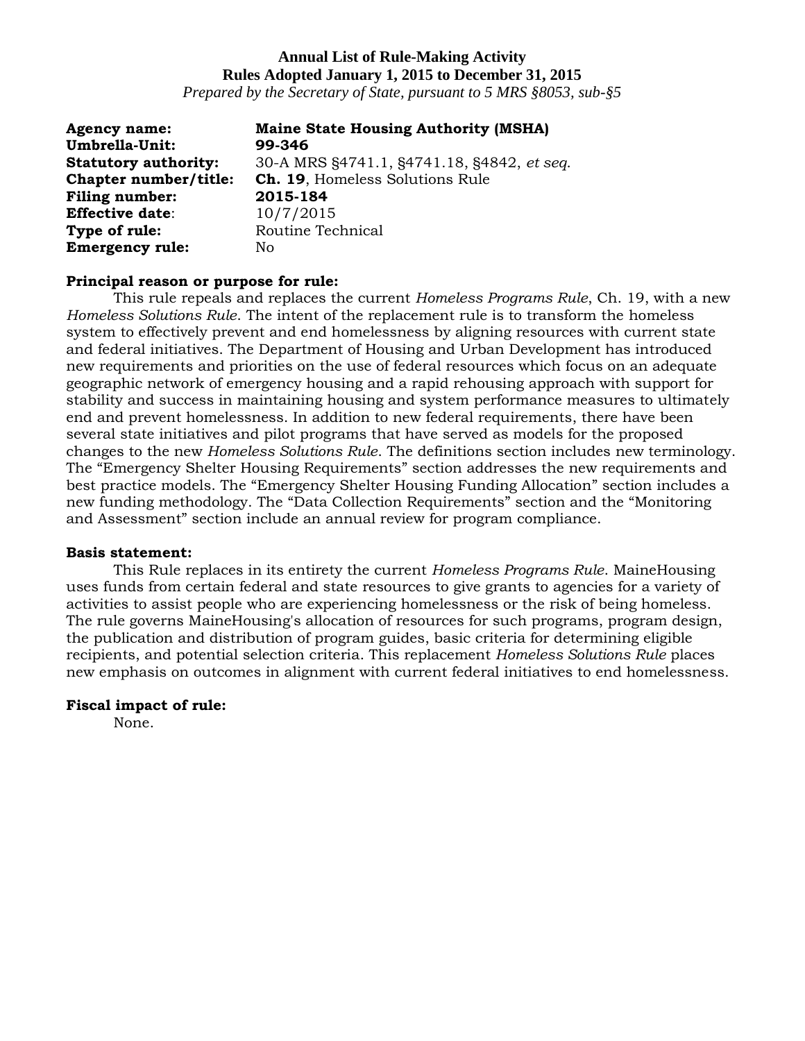**Annual List of Rule-Making Activity**
**Rules Adopted January 1, 2015 to December 31, 2015**
*Prepared by the Secretary of State, pursuant to 5 MRS §8053, sub-§5*

**Agency name:** **Maine State Housing Authority (MSHA)**
**Umbrella-Unit:** **99-346**
**Statutory authority:** 30-A MRS §4741.1, §4741.18, §4842, *et seq.*
**Chapter number/title:** **Ch. 19**, Homeless Solutions Rule
**Filing number:** **2015-184**
**Effective date**: 10/7/2015
**Type of rule:** Routine Technical
**Emergency rule:** No

**Principal reason or purpose for rule:**

This rule repeals and replaces the current *Homeless Programs Rule*, Ch. 19, with a new *Homeless Solutions Rule*. The intent of the replacement rule is to transform the homeless system to effectively prevent and end homelessness by aligning resources with current state and federal initiatives. The Department of Housing and Urban Development has introduced new requirements and priorities on the use of federal resources which focus on an adequate geographic network of emergency housing and a rapid rehousing approach with support for stability and success in maintaining housing and system performance measures to ultimately end and prevent homelessness. In addition to new federal requirements, there have been several state initiatives and pilot programs that have served as models for the proposed changes to the new *Homeless Solutions Rule*. The definitions section includes new terminology. The "Emergency Shelter Housing Requirements" section addresses the new requirements and best practice models. The "Emergency Shelter Housing Funding Allocation" section includes a new funding methodology. The "Data Collection Requirements" section and the "Monitoring and Assessment" section include an annual review for program compliance.

**Basis statement:**

This Rule replaces in its entirety the current *Homeless Programs Rule*. MaineHousing uses funds from certain federal and state resources to give grants to agencies for a variety of activities to assist people who are experiencing homelessness or the risk of being homeless. The rule governs MaineHousing's allocation of resources for such programs, program design, the publication and distribution of program guides, basic criteria for determining eligible recipients, and potential selection criteria. This replacement *Homeless Solutions Rule* places new emphasis on outcomes in alignment with current federal initiatives to end homelessness.

**Fiscal impact of rule:**

None.